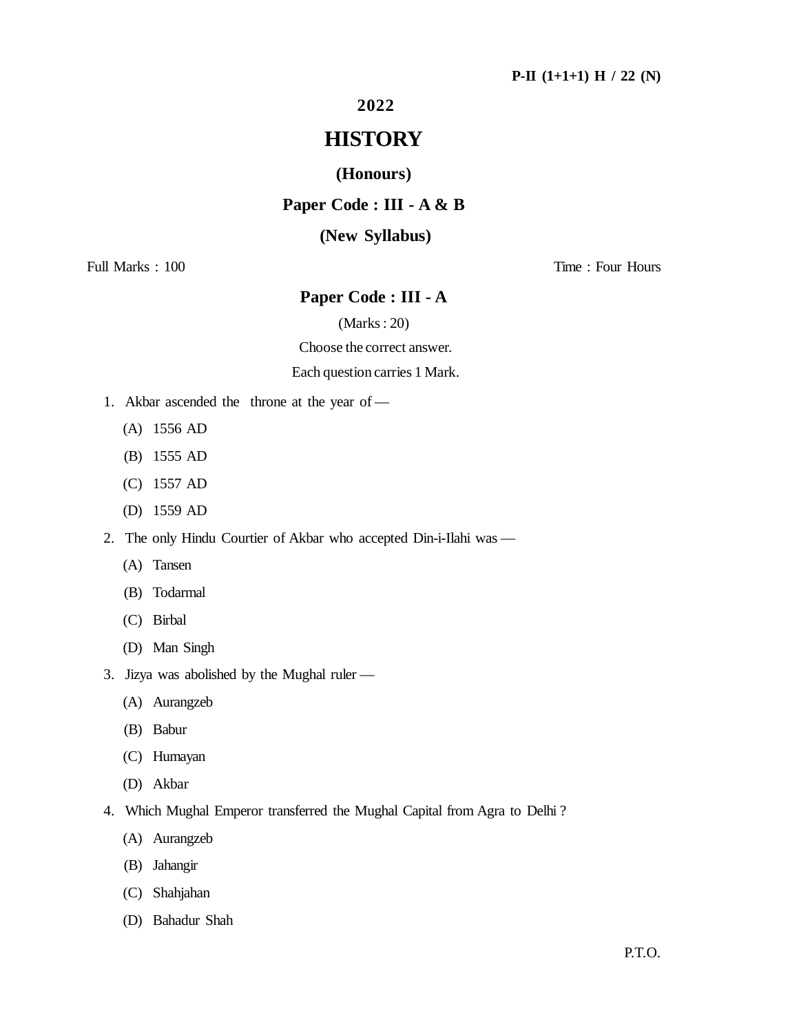P-II (1+1+1) H / 22 (N)

**2022**

# HISTORY

## (Honours)

## Paper Code : III - A & B

## (New Syllabus)

Full Marks : 100 Time : Four Hours

## Paper Code : III - A

(Marks : 20)

Choose the correct answer.

Each question carries 1 Mark.

1. Akbar ascended the throne at the year of —
   - (A) 1556 AD
   - (B) 1555 AD
   - (C) 1557 AD
   - (D) 1559 AD

2. The only Hindu Courtier of Akbar who accepted Din-i-Ilahi was —
   - (A) Tansen
   - (B) Todarmal
   - (C) Birbal
   - (D) Man Singh

3. Jizya was abolished by the Mughal ruler —
   - (A) Aurangzeb
   - (B) Babur
   - (C) Humayan
   - (D) Akbar

4. Which Mughal Emperor transferred the Mughal Capital from Agra to Delhi ?
   - (A) Aurangzeb
   - (B) Jahangir
   - (C) Shahjahan
   - (D) Bahadur Shah

P.T.O.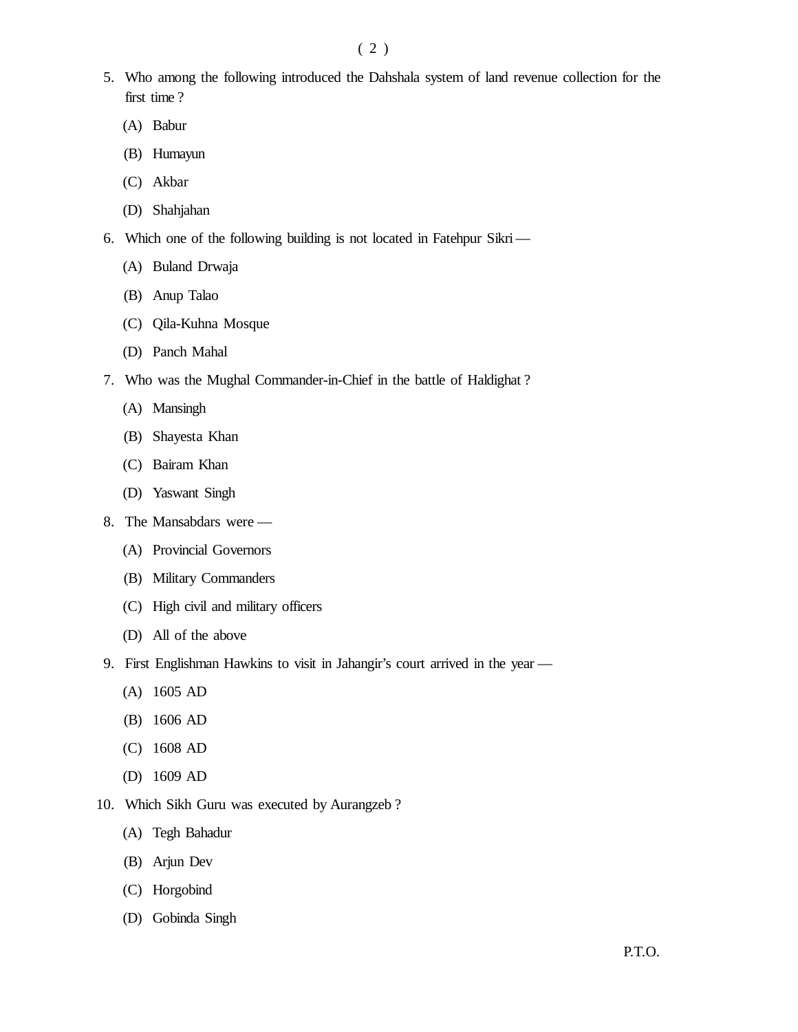5. Who among the following introduced the Dahshala system of land revenue collection for the first time ?

   (A) Babur

   (B) Humayun

   (C) Akbar

   (D) Shahjahan

6. Which one of the following building is not located in Fatehpur Sikri —

   (A) Buland Drwaja

   (B) Anup Talao

   (C) Qila-Kuhna Mosque

   (D) Panch Mahal

7. Who was the Mughal Commander-in-Chief in the battle of Haldighat ?

   (A) Mansingh

   (B) Shayesta Khan

   (C) Bairam Khan

   (D) Yaswant Singh

8. The Mansabdars were —

   (A) Provincial Governors

   (B) Military Commanders

   (C) High civil and military officers

   (D) All of the above

9. First Englishman Hawkins to visit in Jahangir's court arrived in the year —

   (A) 1605 AD

   (B) 1606 AD

   (C) 1608 AD

   (D) 1609 AD

10. Which Sikh Guru was executed by Aurangzeb ?

    (A) Tegh Bahadur

    (B) Arjun Dev

    (C) Horgobind

    (D) Gobinda Singh

P.T.O.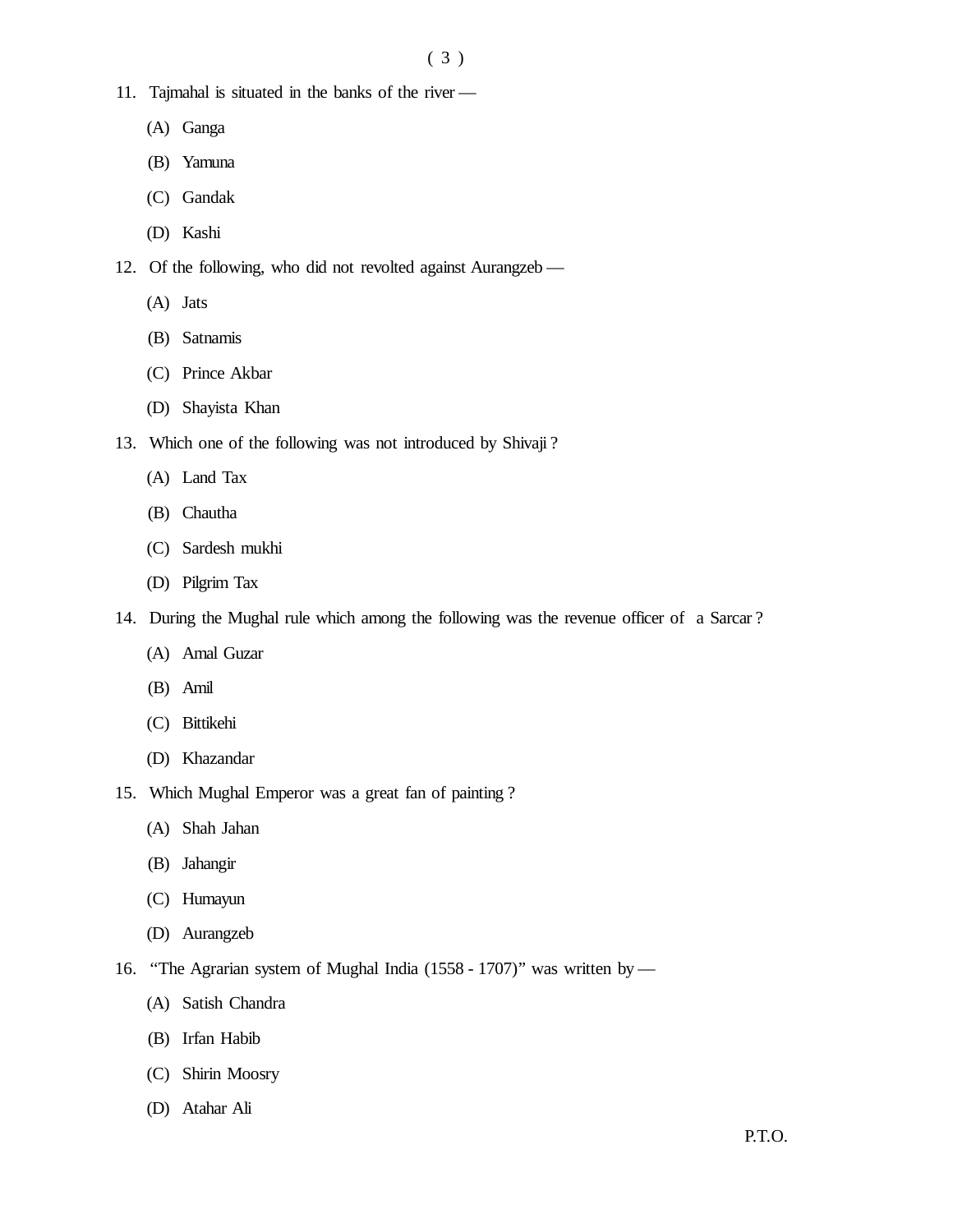11. Tajmahal is situated in the banks of the river —

    (A) Ganga

    (B) Yamuna

    (C) Gandak

    (D) Kashi

12. Of the following, who did not revolted against Aurangzeb —

    (A) Jats

    (B) Satnamis

    (C) Prince Akbar

    (D) Shayista Khan

13. Which one of the following was not introduced by Shivaji ?

    (A) Land Tax

    (B) Chautha

    (C) Sardesh mukhi

    (D) Pilgrim Tax

14. During the Mughal rule which among the following was the revenue officer of a Sarcar ?

    (A) Amal Guzar

    (B) Amil

    (C) Bittikehi

    (D) Khazandar

15. Which Mughal Emperor was a great fan of painting ?

    (A) Shah Jahan

    (B) Jahangir

    (C) Humayun

    (D) Aurangzeb

16. "The Agrarian system of Mughal India (1558 - 1707)" was written by —

    (A) Satish Chandra

    (B) Irfan Habib

    (C) Shirin Moosry

    (D) Atahar Ali

P.T.O.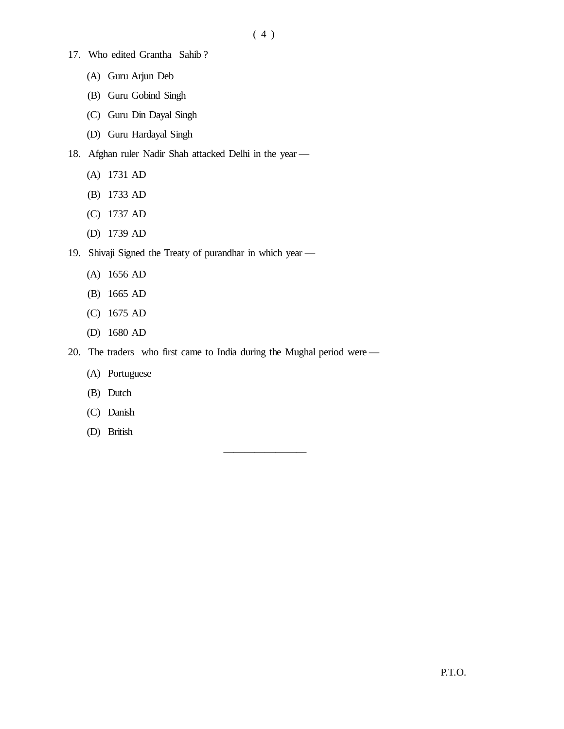17. Who edited Grantha Sahib ?

    (A) Guru Arjun Deb

    (B) Guru Gobind Singh

    (C) Guru Din Dayal Singh

    (D) Guru Hardayal Singh

18. Afghan ruler Nadir Shah attacked Delhi in the year —

    (A) 1731 AD

    (B) 1733 AD

    (C) 1737 AD

    (D) 1739 AD

19. Shivaji Signed the Treaty of purandhar in which year —

    (A) 1656 AD

    (B) 1665 AD

    (C) 1675 AD

    (D) 1680 AD

20. The traders who first came to India during the Mughal period were —

    (A) Portuguese

    (B) Dutch

    (C) Danish

    (D) British

---

P.T.O.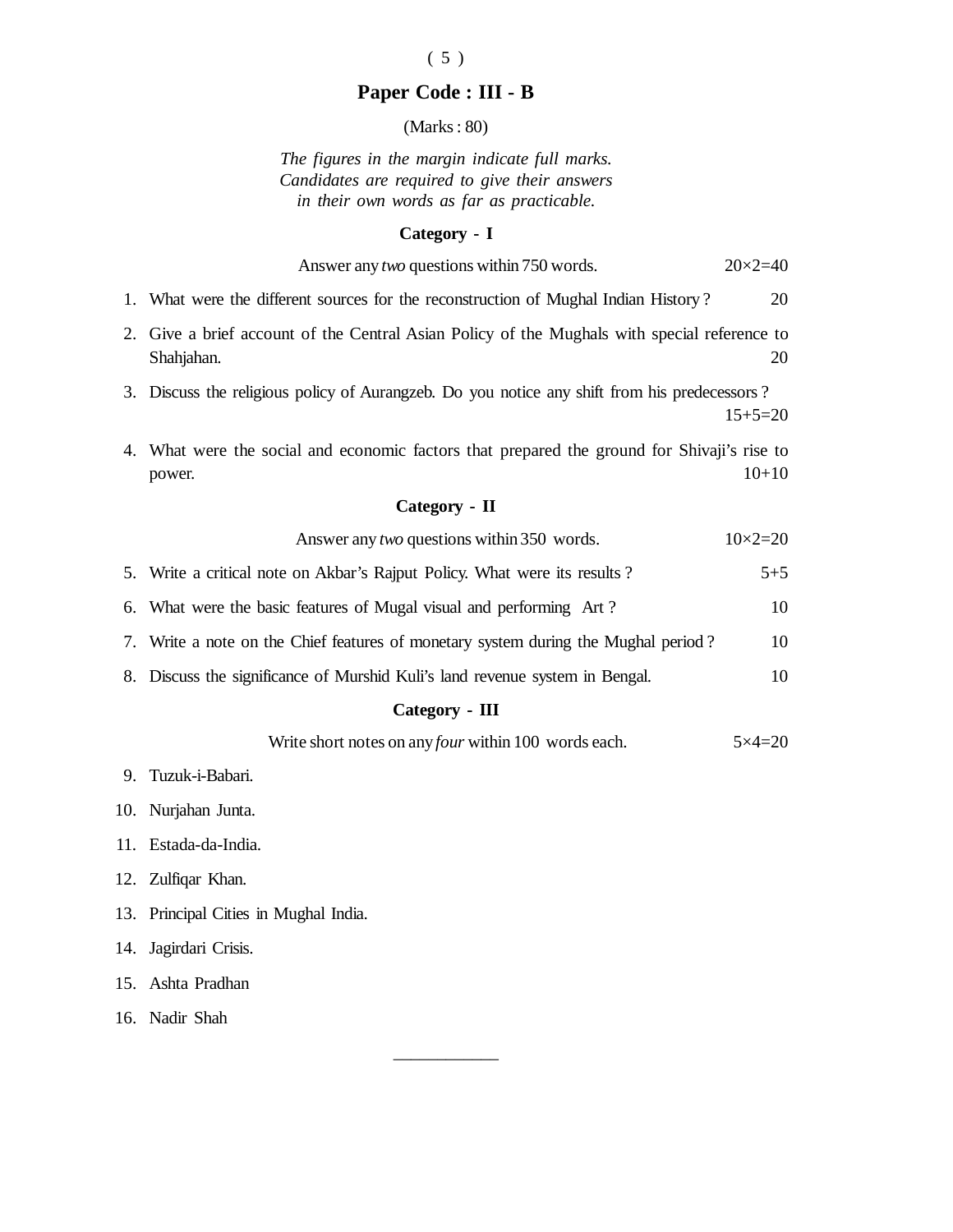# Paper Code : III - B

(Marks : 80)

*The figures in the margin indicate full marks. Candidates are required to give their answers in their own words as far as practicable.*

## Category - I

Answer any *two* questions within 750 words. 20×2=40

1. What were the different sources for the reconstruction of Mughal Indian History ? 20

2. Give a brief account of the Central Asian Policy of the Mughals with special reference to Shahjahan. 20

3. Discuss the religious policy of Aurangzeb. Do you notice any shift from his predecessors ? 15+5=20

4. What were the social and economic factors that prepared the ground for Shivaji's rise to power. 10+10

## Category - II

Answer any *two* questions within 350 words. 10×2=20

5. Write a critical note on Akbar's Rajput Policy. What were its results ? 5+5

6. What were the basic features of Mugal visual and performing Art ? 10

7. Write a note on the Chief features of monetary system during the Mughal period ? 10

8. Discuss the significance of Murshid Kuli's land revenue system in Bengal. 10

## Category - III

Write short notes on any *four* within 100 words each. 5×4=20

9. Tuzuk-i-Babari.

10. Nurjahan Junta.

11. Estada-da-India.

12. Zulfiqar Khan.

13. Principal Cities in Mughal India.

14. Jagirdari Crisis.

15. Ashta Pradhan

16. Nadir Shah

————